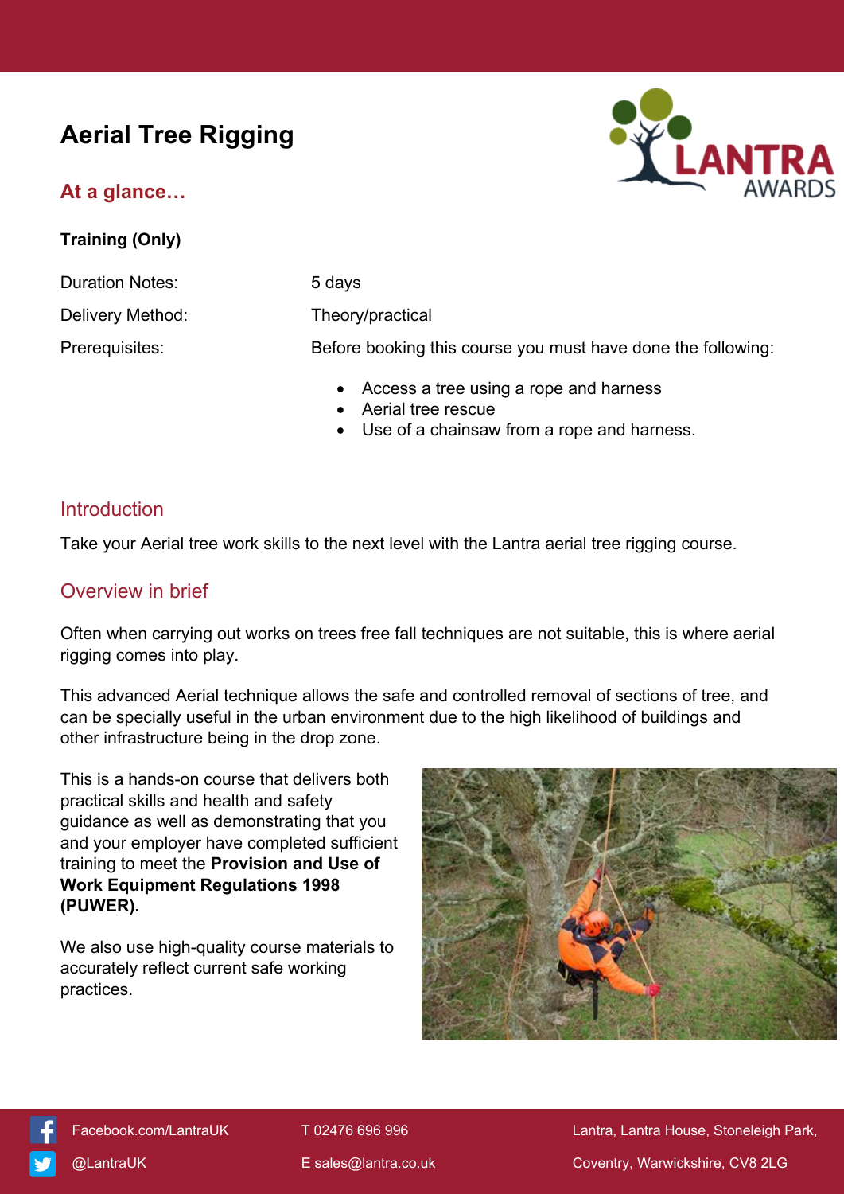# Aerial Tree Rigging

## At a glance…

**Training (Only)**

| | |
|---|---|
| Duration Notes: | 5 days |
| Delivery Method: | Theory/practical |
| Prerequisites: | Before booking this course you must have done the following: |

- Access a tree using a rope and harness
- Aerial tree rescue
- Use of a chainsaw from a rope and harness.

## Introduction

Take your Aerial tree work skills to the next level with the Lantra aerial tree rigging course.

## Overview in brief

Often when carrying out works on trees free fall techniques are not suitable, this is where aerial rigging comes into play.

This advanced Aerial technique allows the safe and controlled removal of sections of tree, and can be specially useful in the urban environment due to the high likelihood of buildings and other infrastructure being in the drop zone.

This is a hands-on course that delivers both practical skills and health and safety guidance as well as demonstrating that you and your employer have completed sufficient training to meet the **Provision and Use of Work Equipment Regulations 1998 (PUWER).**

We also use high-quality course materials to accurately reflect current safe working practices.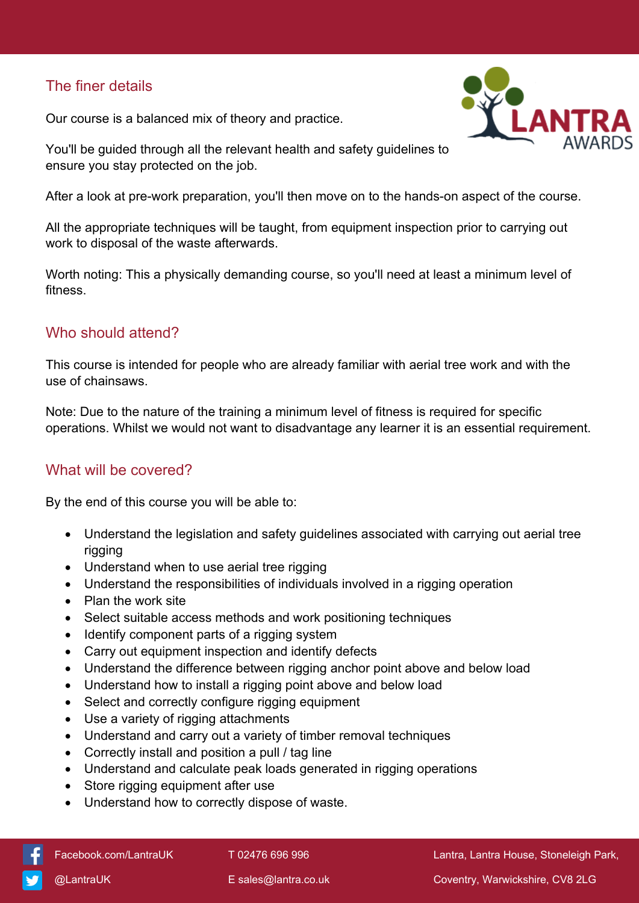## The finer details

Our course is a balanced mix of theory and practice.

You'll be guided through all the relevant health and safety guidelines to ensure you stay protected on the job.

After a look at pre-work preparation, you'll then move on to the hands-on aspect of the course.

All the appropriate techniques will be taught, from equipment inspection prior to carrying out work to disposal of the waste afterwards.

Worth noting: This a physically demanding course, so you'll need at least a minimum level of fitness.

## Who should attend?

This course is intended for people who are already familiar with aerial tree work and with the use of chainsaws.

Note: Due to the nature of the training a minimum level of fitness is required for specific operations. Whilst we would not want to disadvantage any learner it is an essential requirement.

## What will be covered?

By the end of this course you will be able to:

- Understand the legislation and safety guidelines associated with carrying out aerial tree rigging
- Understand when to use aerial tree rigging
- Understand the responsibilities of individuals involved in a rigging operation
- Plan the work site
- Select suitable access methods and work positioning techniques
- Identify component parts of a rigging system
- Carry out equipment inspection and identify defects
- Understand the difference between rigging anchor point above and below load
- Understand how to install a rigging point above and below load
- Select and correctly configure rigging equipment
- Use a variety of rigging attachments
- Understand and carry out a variety of timber removal techniques
- Correctly install and position a pull / tag line
- Understand and calculate peak loads generated in rigging operations
- Store rigging equipment after use
- Understand how to correctly dispose of waste.